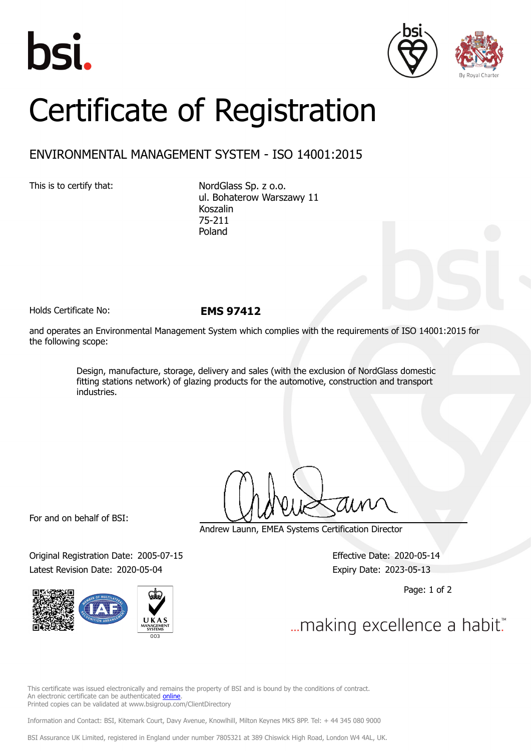bsi.

By Royal Charter

# Certificate of Registration

## ENVIRONMENTAL MANAGEMENT SYSTEM - ISO 14001:2015

This is to certify that:

NordGlass Sp. z o.o.
ul. Bohaterow Warszawy 11
Koszalin
75-211
Poland

Holds Certificate No: **EMS 97412**

and operates an Environmental Management System which complies with the requirements of ISO 14001:2015 for the following scope:

> Design, manufacture, storage, delivery and sales (with the exclusion of NordGlass domestic fitting stations network) of glazing products for the automotive, construction and transport industries.

For and on behalf of BSI:

Andrew Launn, EMEA Systems Certification Director

Original Registration Date: 2005-07-15
Latest Revision Date: 2020-05-04

Effective Date: 2020-05-14
Expiry Date: 2023-05-13

...making excellence a habit.™

This certificate was issued electronically and remains the property of BSI and is bound by the conditions of contract.
An electronic certificate can be authenticated online.
Printed copies can be validated at www.bsigroup.com/ClientDirectory

Information and Contact: BSI, Kitemark Court, Davy Avenue, Knowlhill, Milton Keynes MK5 8PP. Tel: + 44 345 080 9000

BSI Assurance UK Limited, registered in England under number 7805321 at 389 Chiswick High Road, London W4 4AL, UK.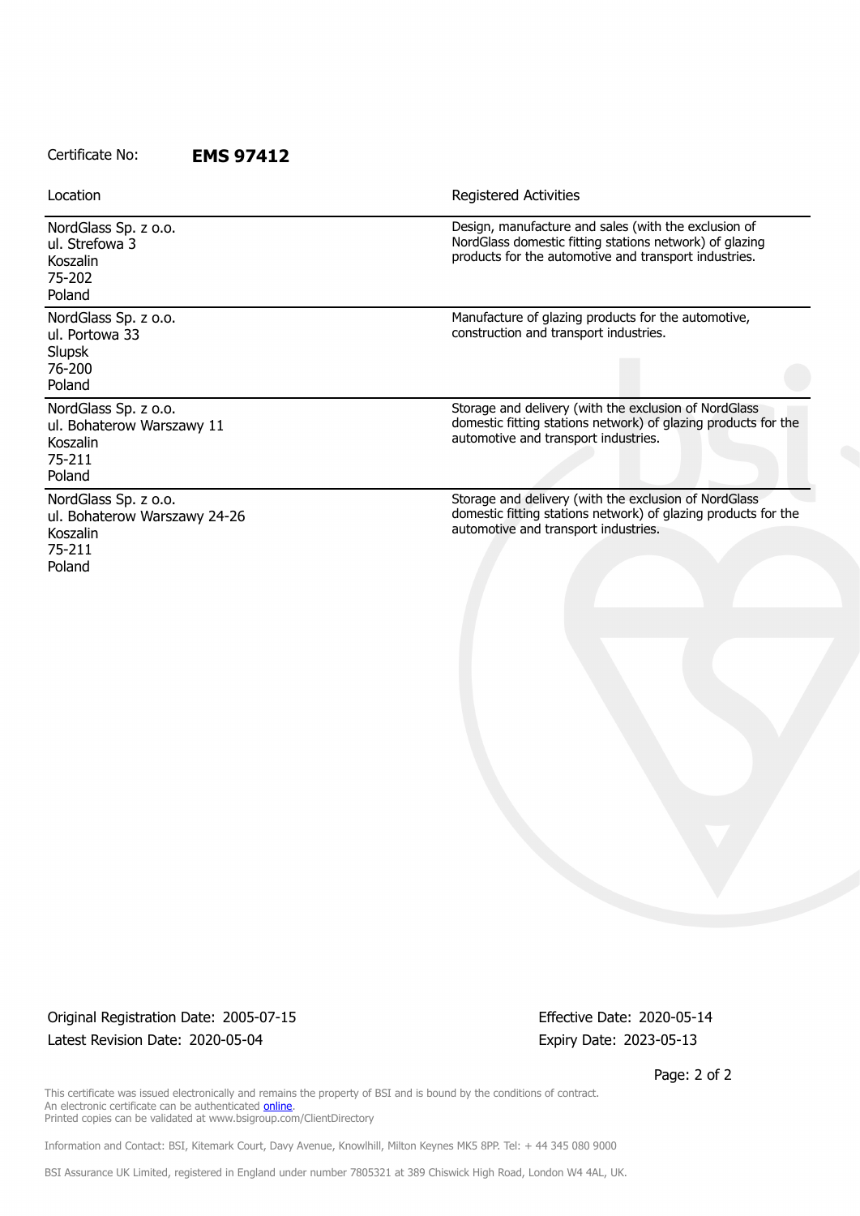Certificate No: **EMS 97412**

| Location | Registered Activities |
| --- | --- |
| NordGlass Sp. z o.o.<br>ul. Strefowa 3<br>Koszalin<br>75-202<br>Poland | Design, manufacture and sales (with the exclusion of NordGlass domestic fitting stations network) of glazing products for the automotive and transport industries. |
| NordGlass Sp. z o.o.<br>ul. Portowa 33<br>Slupsk<br>76-200<br>Poland | Manufacture of glazing products for the automotive, construction and transport industries. |
| NordGlass Sp. z o.o.<br>ul. Bohaterow Warszawy 11<br>Koszalin<br>75-211<br>Poland | Storage and delivery (with the exclusion of NordGlass domestic fitting stations network) of glazing products for the automotive and transport industries. |
| NordGlass Sp. z o.o.<br>ul. Bohaterow Warszawy 24-26<br>Koszalin<br>75-211<br>Poland | Storage and delivery (with the exclusion of NordGlass domestic fitting stations network) of glazing products for the automotive and transport industries. |

Original Registration Date: 2005-07-15

Latest Revision Date: 2020-05-04

Effective Date: 2020-05-14

Expiry Date: 2023-05-13

This certificate was issued electronically and remains the property of BSI and is bound by the conditions of contract.
An electronic certificate can be authenticated online.
Printed copies can be validated at www.bsigroup.com/ClientDirectory

Information and Contact: BSI, Kitemark Court, Davy Avenue, Knowlhill, Milton Keynes MK5 8PP. Tel: + 44 345 080 9000

BSI Assurance UK Limited, registered in England under number 7805321 at 389 Chiswick High Road, London W4 4AL, UK.